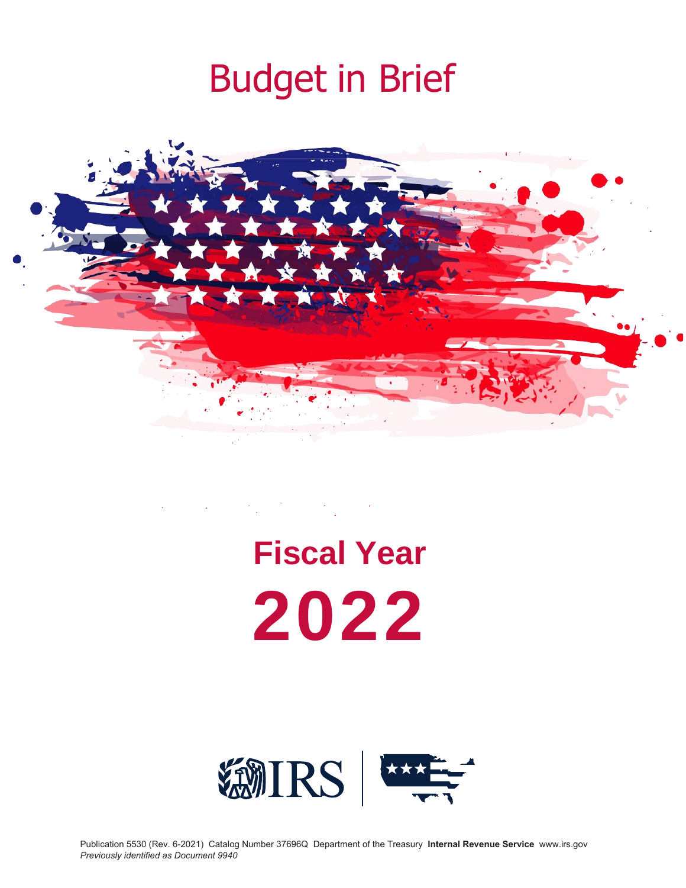# Budget in Brief

## Fiscal Year

# 2022

Publication 5530 (Rev. 6-2021) Catalog Number 37696Q Department of the Treasury **Internal Revenue Service** www.irs.gov
*Previously identified as Document 9940*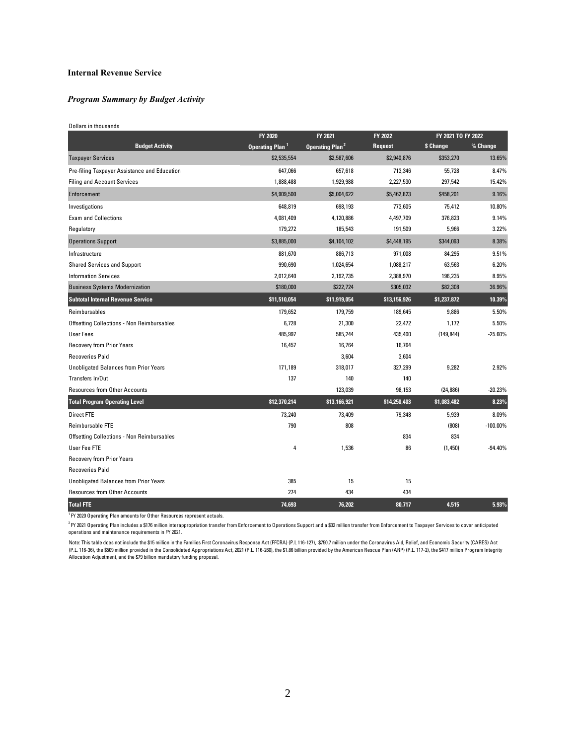**Internal Revenue Service**

***Program Summary by Budget Activity***

Dollars in thousands

| Budget Activity | FY 2020 Operating Plan [1] | FY 2021 Operating Plan [2] | FY 2022 Request | FY 2021 TO FY 2022 $ Change | FY 2021 TO FY 2022 % Change |
|---|---|---|---|---|---|
| Taxpayer Services | $2,535,554 | $2,587,606 | $2,940,876 | $353,270 | 13.65% |
| Pre-filing Taxpayer Assistance and Education | 647,066 | 657,618 | 713,346 | 55,728 | 8.47% |
| Filing and Account Services | 1,888,488 | 1,929,988 | 2,227,530 | 297,542 | 15.42% |
| Enforcement | $4,909,500 | $5,004,622 | $5,462,823 | $458,201 | 9.16% |
| Investigations | 648,819 | 698,193 | 773,605 | 75,412 | 10.80% |
| Exam and Collections | 4,081,409 | 4,120,886 | 4,497,709 | 376,823 | 9.14% |
| Regulatory | 179,272 | 185,543 | 191,509 | 5,966 | 3.22% |
| Operations Support | $3,885,000 | $4,104,102 | $4,448,195 | $344,093 | 8.38% |
| Infrastructure | 881,670 | 886,713 | 971,008 | 84,295 | 9.51% |
| Shared Services and Support | 990,690 | 1,024,654 | 1,088,217 | 63,563 | 6.20% |
| Information Services | 2,012,640 | 2,192,735 | 2,388,970 | 196,235 | 8.95% |
| Business Systems Modernization | $180,000 | $222,724 | $305,032 | $82,308 | 36.96% |
| **Subtotal Internal Revenue Service** | **$11,510,054** | **$11,919,054** | **$13,156,926** | **$1,237,872** | **10.39%** |
| Reimbursables | 179,652 | 179,759 | 189,645 | 9,886 | 5.50% |
| Offsetting Collections - Non Reimbursables | 6,728 | 21,300 | 22,472 | 1,172 | 5.50% |
| User Fees | 485,997 | 585,244 | 435,400 | (149,844) | -25.60% |
| Recovery from Prior Years | 16,457 | 16,764 | 16,764 | | |
| Recoveries Paid | | 3,604 | 3,604 | | |
| Unobligated Balances from Prior Years | 171,189 | 318,017 | 327,299 | 9,282 | 2.92% |
| Transfers In/Out | 137 | 140 | 140 | | |
| Resources from Other Accounts | | 123,039 | 98,153 | (24,886) | -20.23% |
| **Total Program Operating Level** | **$12,370,214** | **$13,166,921** | **$14,250,403** | **$1,083,482** | **8.23%** |
| Direct FTE | 73,240 | 73,409 | 79,348 | 5,939 | 8.09% |
| Reimbursable FTE | 790 | 808 | | (808) | -100.00% |
| Offsetting Collections - Non Reimbursables | | | 834 | 834 | |
| User Fee FTE | 4 | 1,536 | 86 | (1,450) | -94.40% |
| Recovery from Prior Years | | | | | |
| Recoveries Paid | | | | | |
| Unobligated Balances from Prior Years | 385 | 15 | 15 | | |
| Resources from Other Accounts | 274 | 434 | 434 | | |
| **Total FTE** | **74,693** | **76,202** | **80,717** | **4,515** | **5.93%** |

[1] FY 2020 Operating Plan amounts for Other Resources represent actuals.

[2] FY 2021 Operating Plan includes a $176 million interappropriation transfer from Enforcement to Operations Support and a $32 million transfer from Enforcement to Taxpayer Services to cover anticipated operations and maintenance requirements in FY 2021.

Note: This table does not include the $15 million in the Families First Coronavirus Response Act (FFCRA) (P.L 116-127), $750.7 million under the Coronavirus Aid, Relief, and Economic Security (CARES) Act (P.L. 116-36), the $509 million provided in the Consolidated Appropriations Act, 2021 (P.L. 116-260), the $1.86 billion provided by the American Rescue Plan (ARP) (P.L. 117-2), the $417 million Program Integrity Allocation Adjustment, and the $79 billion mandatory funding proposal.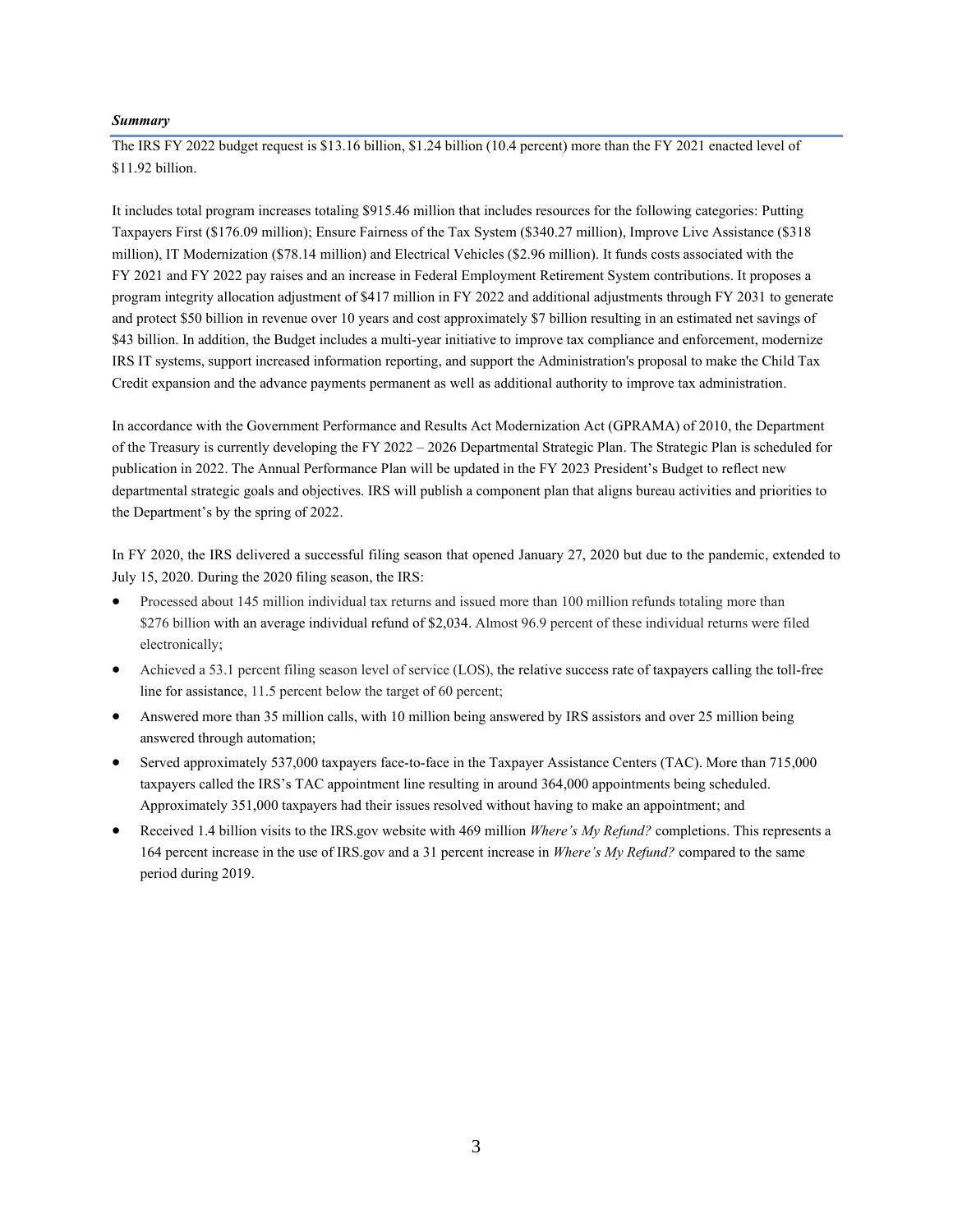***Summary***

The IRS FY 2022 budget request is $13.16 billion, $1.24 billion (10.4 percent) more than the FY 2021 enacted level of $11.92 billion.

It includes total program increases totaling $915.46 million that includes resources for the following categories: Putting Taxpayers First ($176.09 million); Ensure Fairness of the Tax System ($340.27 million), Improve Live Assistance ($318 million), IT Modernization ($78.14 million) and Electrical Vehicles ($2.96 million). It funds costs associated with the FY 2021 and FY 2022 pay raises and an increase in Federal Employment Retirement System contributions. It proposes a program integrity allocation adjustment of $417 million in FY 2022 and additional adjustments through FY 2031 to generate and protect $50 billion in revenue over 10 years and cost approximately $7 billion resulting in an estimated net savings of $43 billion. In addition, the Budget includes a multi-year initiative to improve tax compliance and enforcement, modernize IRS IT systems, support increased information reporting, and support the Administration's proposal to make the Child Tax Credit expansion and the advance payments permanent as well as additional authority to improve tax administration.

In accordance with the Government Performance and Results Act Modernization Act (GPRAMA) of 2010, the Department of the Treasury is currently developing the FY 2022 – 2026 Departmental Strategic Plan. The Strategic Plan is scheduled for publication in 2022. The Annual Performance Plan will be updated in the FY 2023 President's Budget to reflect new departmental strategic goals and objectives. IRS will publish a component plan that aligns bureau activities and priorities to the Department's by the spring of 2022.

In FY 2020, the IRS delivered a successful filing season that opened January 27, 2020 but due to the pandemic, extended to July 15, 2020. During the 2020 filing season, the IRS:

- Processed about 145 million individual tax returns and issued more than 100 million refunds totaling more than $276 billion with an average individual refund of $2,034. Almost 96.9 percent of these individual returns were filed electronically;
- Achieved a 53.1 percent filing season level of service (LOS), the relative success rate of taxpayers calling the toll-free line for assistance, 11.5 percent below the target of 60 percent;
- Answered more than 35 million calls, with 10 million being answered by IRS assistors and over 25 million being answered through automation;
- Served approximately 537,000 taxpayers face-to-face in the Taxpayer Assistance Centers (TAC). More than 715,000 taxpayers called the IRS's TAC appointment line resulting in around 364,000 appointments being scheduled. Approximately 351,000 taxpayers had their issues resolved without having to make an appointment; and
- Received 1.4 billion visits to the IRS.gov website with 469 million *Where's My Refund?* completions. This represents a 164 percent increase in the use of IRS.gov and a 31 percent increase in *Where's My Refund?* compared to the same period during 2019.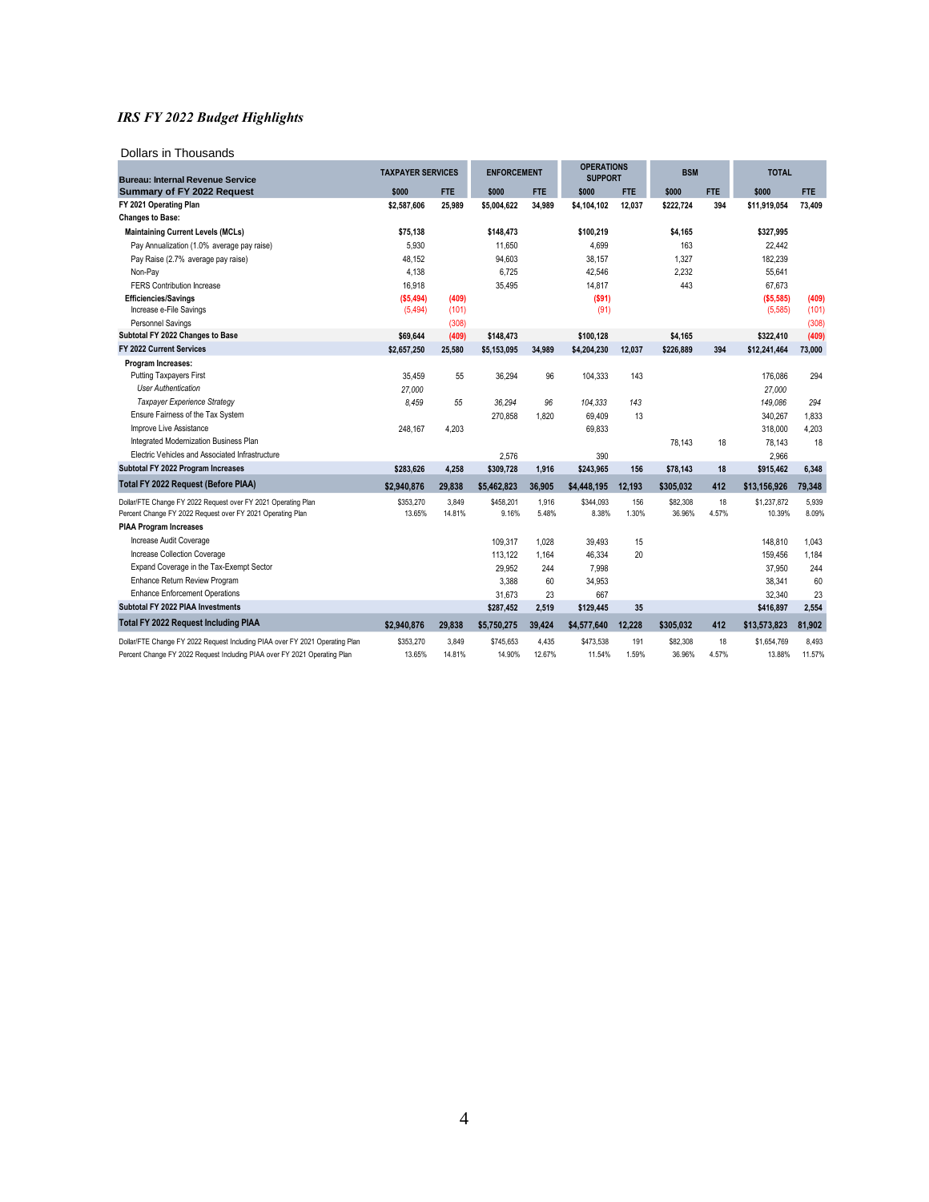*IRS FY 2022 Budget Highlights*

Dollars in Thousands

| Bureau: Internal Revenue Service<br>Summary of FY 2022 Request | TAXPAYER SERVICES | | ENFORCEMENT | | OPERATIONS SUPPORT | | BSM | | TOTAL | |
|---|---|---|---|---|---|---|---|---|---|---|
| | $000 | FTE | $000 | FTE | $000 | FTE | $000 | FTE | $000 | FTE |
| **FY 2021 Operating Plan** | **$2,587,606** | **25,989** | **$5,004,622** | **34,989** | **$4,104,102** | **12,037** | **$222,724** | **394** | **$11,919,054** | **73,409** |
| **Changes to Base:** | | | | | | | | | | |
| **Maintaining Current Levels (MCLs)** | **$75,138** | | **$148,473** | | **$100,219** | | **$4,165** | | **$327,995** | |
| Pay Annualization (1.0% average pay raise) | 5,930 | | 11,650 | | 4,699 | | 163 | | 22,442 | |
| Pay Raise (2.7% average pay raise) | 48,152 | | 94,603 | | 38,157 | | 1,327 | | 182,239 | |
| Non-Pay | 4,138 | | 6,725 | | 42,546 | | 2,232 | | 55,641 | |
| FERS Contribution Increase | 16,918 | | 35,495 | | 14,817 | | 443 | | 67,673 | |
| **Efficiencies/Savings** | **($5,494)** | **(409)** | | | **($91)** | | | | **($5,585)** | **(409)** |
| Increase e-File Savings | (5,494) | (101) | | | (91) | | | | (5,585) | (101) |
| Personnel Savings | | (308) | | | | | | | | (308) |
| **Subtotal FY 2022 Changes to Base** | **$69,644** | **(409)** | **$148,473** | | **$100,128** | | **$4,165** | | **$322,410** | **(409)** |
| **FY 2022 Current Services** | **$2,657,250** | **25,580** | **$5,153,095** | **34,989** | **$4,204,230** | **12,037** | **$226,889** | **394** | **$12,241,464** | **73,000** |
| **Program Increases:** | | | | | | | | | | |
| Putting Taxpayers First | 35,459 | 55 | 36,294 | 96 | 104,333 | 143 | | | 176,086 | 294 |
| *User Authentication* | *27,000* | | | | | | | | *27,000* | |
| *Taxpayer Experience Strategy* | *8,459* | *55* | *36,294* | *96* | *104,333* | *143* | | | *149,086* | *294* |
| Ensure Fairness of the Tax System | | | 270,858 | 1,820 | 69,409 | 13 | | | 340,267 | 1,833 |
| Improve Live Assistance | 248,167 | 4,203 | | | 69,833 | | | | 318,000 | 4,203 |
| Integrated Modernization Business Plan | | | | | | | 78,143 | 18 | 78,143 | 18 |
| Electric Vehicles and Associated Infrastructure | | | 2,576 | | 390 | | | | 2,966 | |
| **Subtotal FY 2022 Program Increases** | **$283,626** | **4,258** | **$309,728** | **1,916** | **$243,965** | **156** | **$78,143** | **18** | **$915,462** | **6,348** |
| **Total FY 2022 Request (Before PIAA)** | **$2,940,876** | **29,838** | **$5,462,823** | **36,905** | **$4,448,195** | **12,193** | **$305,032** | **412** | **$13,156,926** | **79,348** |
| Dollar/FTE Change FY 2022 Request over FY 2021 Operating Plan | $353,270 | 3,849 | $458,201 | 1,916 | $344,093 | 156 | $82,308 | 18 | $1,237,872 | 5,939 |
| Percent Change FY 2022 Request over FY 2021 Operating Plan | 13.65% | 14.81% | 9.16% | 5.48% | 8.38% | 1.30% | 36.96% | 4.57% | 10.39% | 8.09% |
| **PIAA Program Increases** | | | | | | | | | | |
| Increase Audit Coverage | | | 109,317 | 1,028 | 39,493 | 15 | | | 148,810 | 1,043 |
| Increase Collection Coverage | | | 113,122 | 1,164 | 46,334 | 20 | | | 159,456 | 1,184 |
| Expand Coverage in the Tax-Exempt Sector | | | 29,952 | 244 | 7,998 | | | | 37,950 | 244 |
| Enhance Return Review Program | | | 3,388 | 60 | 34,953 | | | | 38,341 | 60 |
| Enhance Enforcement Operations | | | 31,673 | 23 | 667 | | | | 32,340 | 23 |
| **Subtotal FY 2022 PIAA Investments** | | | **$287,452** | **2,519** | **$129,445** | **35** | | | **$416,897** | **2,554** |
| **Total FY 2022 Request Including PIAA** | **$2,940,876** | **29,838** | **$5,750,275** | **39,424** | **$4,577,640** | **12,228** | **$305,032** | **412** | **$13,573,823** | **81,902** |
| Dollar/FTE Change FY 2022 Request Including PIAA over FY 2021 Operating Plan | $353,270 | 3,849 | $745,653 | 4,435 | $473,538 | 191 | $82,308 | 18 | $1,654,769 | 8,493 |
| Percent Change FY 2022 Request Including PIAA over FY 2021 Operating Plan | 13.65% | 14.81% | 14.90% | 12.67% | 11.54% | 1.59% | 36.96% | 4.57% | 13.88% | 11.57% |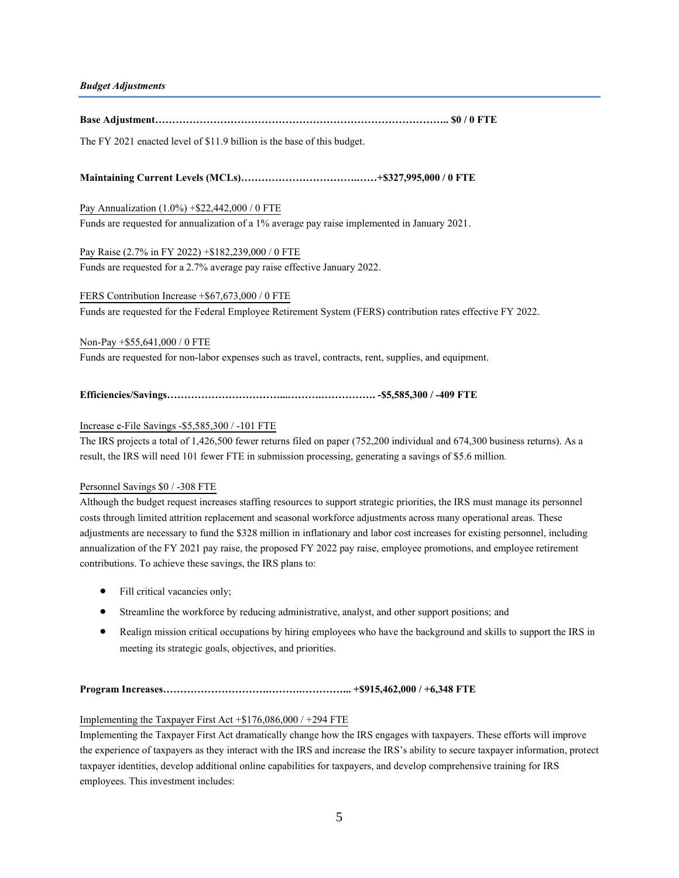***Budget Adjustments***

**Base Adjustment…………………………………………………………………………….. $0 / 0 FTE**

The FY 2021 enacted level of $11.9 billion is the base of this budget.

**Maintaining Current Levels (MCLs)……………………………….……+$327,995,000 / 0 FTE**

Pay Annualization (1.0%) +$22,442,000 / 0 FTE

Funds are requested for annualization of a 1% average pay raise implemented in January 2021.

Pay Raise (2.7% in FY 2022) +$182,239,000 / 0 FTE

Funds are requested for a 2.7% average pay raise effective January 2022.

FERS Contribution Increase +$67,673,000 / 0 FTE

Funds are requested for the Federal Employee Retirement System (FERS) contribution rates effective FY 2022.

Non-Pay +$55,641,000 / 0 FTE

Funds are requested for non-labor expenses such as travel, contracts, rent, supplies, and equipment.

**Efficiencies/Savings……………………………...……….……………. -$5,585,300 / -409 FTE**

Increase e-File Savings -$5,585,300 / -101 FTE

The IRS projects a total of 1,426,500 fewer returns filed on paper (752,200 individual and 674,300 business returns). As a result, the IRS will need 101 fewer FTE in submission processing, generating a savings of $5.6 million.

Personnel Savings $0 / -308 FTE

Although the budget request increases staffing resources to support strategic priorities, the IRS must manage its personnel costs through limited attrition replacement and seasonal workforce adjustments across many operational areas. These adjustments are necessary to fund the $328 million in inflationary and labor cost increases for existing personnel, including annualization of the FY 2021 pay raise, the proposed FY 2022 pay raise, employee promotions, and employee retirement contributions. To achieve these savings, the IRS plans to:

- Fill critical vacancies only;
- Streamline the workforce by reducing administrative, analyst, and other support positions; and
- Realign mission critical occupations by hiring employees who have the background and skills to support the IRS in meeting its strategic goals, objectives, and priorities.

**Program Increases…………………………….……….…………... +$915,462,000 / +6,348 FTE**

Implementing the Taxpayer First Act +$176,086,000 / +294 FTE

Implementing the Taxpayer First Act dramatically change how the IRS engages with taxpayers. These efforts will improve the experience of taxpayers as they interact with the IRS and increase the IRS's ability to secure taxpayer information, protect taxpayer identities, develop additional online capabilities for taxpayers, and develop comprehensive training for IRS employees. This investment includes: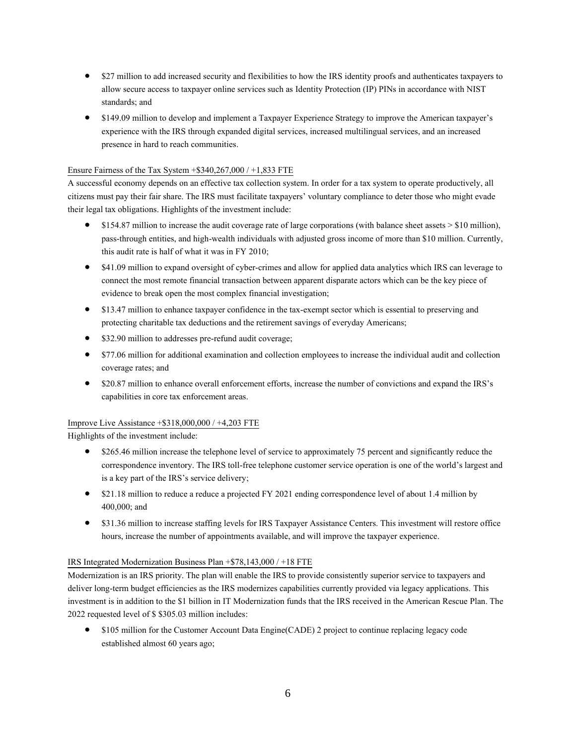- $27 million to add increased security and flexibilities to how the IRS identity proofs and authenticates taxpayers to allow secure access to taxpayer online services such as Identity Protection (IP) PINs in accordance with NIST standards; and
- $149.09 million to develop and implement a Taxpayer Experience Strategy to improve the American taxpayer's experience with the IRS through expanded digital services, increased multilingual services, and an increased presence in hard to reach communities.

Ensure Fairness of the Tax System +$340,267,000 / +1,833 FTE

A successful economy depends on an effective tax collection system. In order for a tax system to operate productively, all citizens must pay their fair share. The IRS must facilitate taxpayers' voluntary compliance to deter those who might evade their legal tax obligations. Highlights of the investment include:

- $154.87 million to increase the audit coverage rate of large corporations (with balance sheet assets > $10 million), pass-through entities, and high-wealth individuals with adjusted gross income of more than $10 million. Currently, this audit rate is half of what it was in FY 2010;
- $41.09 million to expand oversight of cyber-crimes and allow for applied data analytics which IRS can leverage to connect the most remote financial transaction between apparent disparate actors which can be the key piece of evidence to break open the most complex financial investigation;
- $13.47 million to enhance taxpayer confidence in the tax-exempt sector which is essential to preserving and protecting charitable tax deductions and the retirement savings of everyday Americans;
- $32.90 million to addresses pre-refund audit coverage;
- $77.06 million for additional examination and collection employees to increase the individual audit and collection coverage rates; and
- $20.87 million to enhance overall enforcement efforts, increase the number of convictions and expand the IRS's capabilities in core tax enforcement areas.

Improve Live Assistance +$318,000,000 / +4,203 FTE

Highlights of the investment include:

- $265.46 million increase the telephone level of service to approximately 75 percent and significantly reduce the correspondence inventory. The IRS toll-free telephone customer service operation is one of the world's largest and is a key part of the IRS's service delivery;
- $21.18 million to reduce a reduce a projected FY 2021 ending correspondence level of about 1.4 million by 400,000; and
- $31.36 million to increase staffing levels for IRS Taxpayer Assistance Centers. This investment will restore office hours, increase the number of appointments available, and will improve the taxpayer experience.

IRS Integrated Modernization Business Plan +$78,143,000 / +18 FTE

Modernization is an IRS priority. The plan will enable the IRS to provide consistently superior service to taxpayers and deliver long-term budget efficiencies as the IRS modernizes capabilities currently provided via legacy applications. This investment is in addition to the $1 billion in IT Modernization funds that the IRS received in the American Rescue Plan. The 2022 requested level of $ $305.03 million includes:

- $105 million for the Customer Account Data Engine(CADE) 2 project to continue replacing legacy code established almost 60 years ago;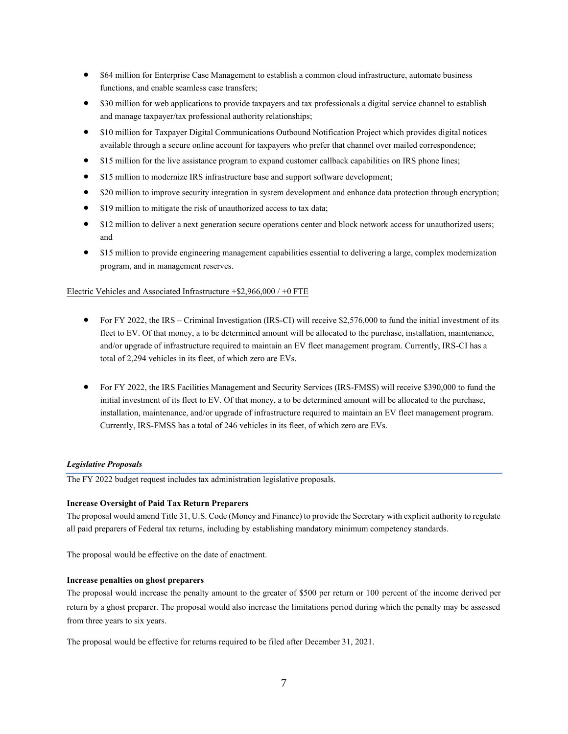- $64 million for Enterprise Case Management to establish a common cloud infrastructure, automate business functions, and enable seamless case transfers;
- $30 million for web applications to provide taxpayers and tax professionals a digital service channel to establish and manage taxpayer/tax professional authority relationships;
- $10 million for Taxpayer Digital Communications Outbound Notification Project which provides digital notices available through a secure online account for taxpayers who prefer that channel over mailed correspondence;
- $15 million for the live assistance program to expand customer callback capabilities on IRS phone lines;
- $15 million to modernize IRS infrastructure base and support software development;
- $20 million to improve security integration in system development and enhance data protection through encryption;
- $19 million to mitigate the risk of unauthorized access to tax data;
- $12 million to deliver a next generation secure operations center and block network access for unauthorized users; and
- $15 million to provide engineering management capabilities essential to delivering a large, complex modernization program, and in management reserves.

Electric Vehicles and Associated Infrastructure +$2,966,000 / +0 FTE

- For FY 2022, the IRS – Criminal Investigation (IRS-CI) will receive $2,576,000 to fund the initial investment of its fleet to EV. Of that money, a to be determined amount will be allocated to the purchase, installation, maintenance, and/or upgrade of infrastructure required to maintain an EV fleet management program. Currently, IRS-CI has a total of 2,294 vehicles in its fleet, of which zero are EVs.

- For FY 2022, the IRS Facilities Management and Security Services (IRS-FMSS) will receive $390,000 to fund the initial investment of its fleet to EV. Of that money, a to be determined amount will be allocated to the purchase, installation, maintenance, and/or upgrade of infrastructure required to maintain an EV fleet management program. Currently, IRS-FMSS has a total of 246 vehicles in its fleet, of which zero are EVs.

### *Legislative Proposals*

The FY 2022 budget request includes tax administration legislative proposals.

**Increase Oversight of Paid Tax Return Preparers**

The proposal would amend Title 31, U.S. Code (Money and Finance) to provide the Secretary with explicit authority to regulate all paid preparers of Federal tax returns, including by establishing mandatory minimum competency standards.

The proposal would be effective on the date of enactment.

**Increase penalties on ghost preparers**

The proposal would increase the penalty amount to the greater of $500 per return or 100 percent of the income derived per return by a ghost preparer. The proposal would also increase the limitations period during which the penalty may be assessed from three years to six years.

The proposal would be effective for returns required to be filed after December 31, 2021.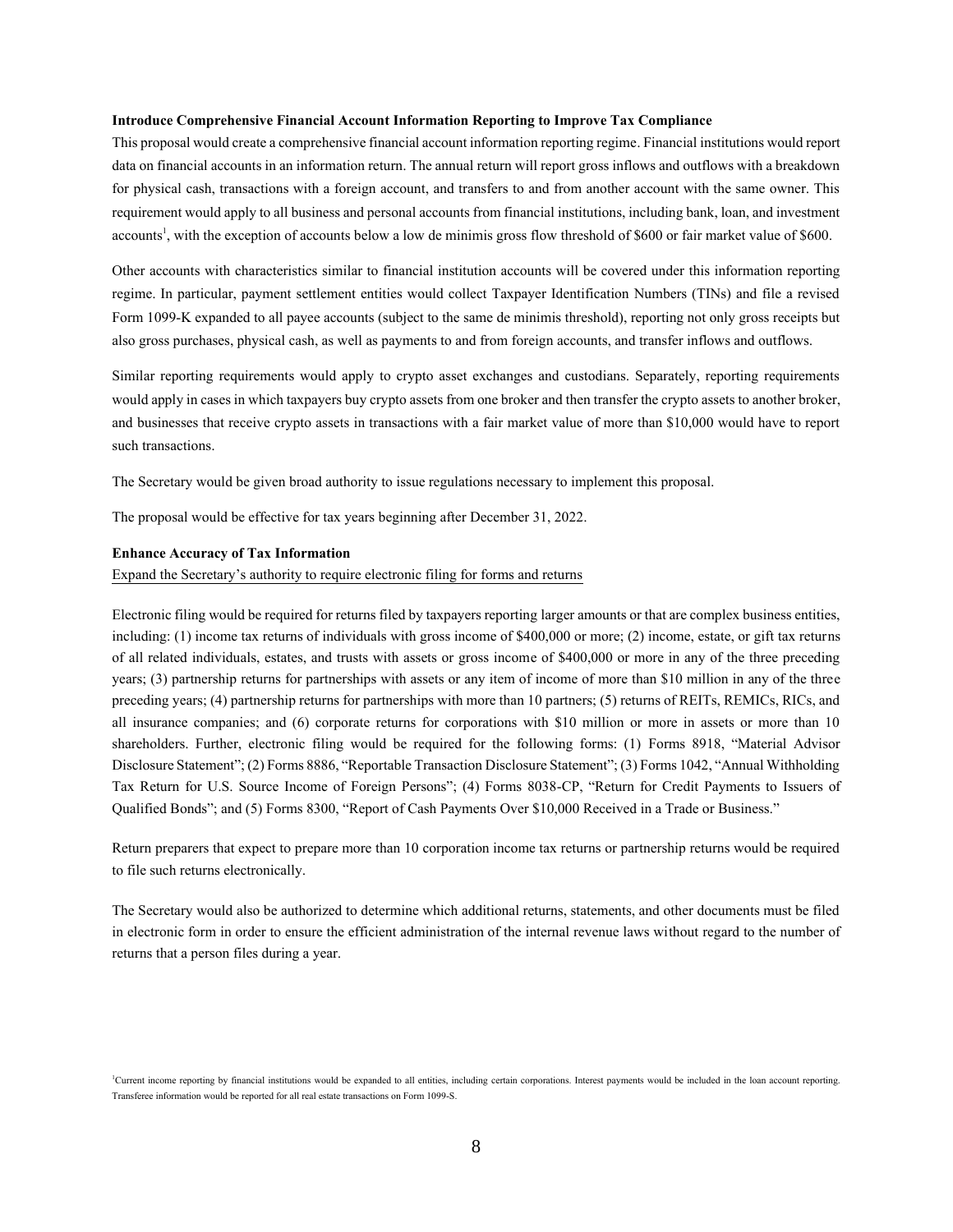**Introduce Comprehensive Financial Account Information Reporting to Improve Tax Compliance**

This proposal would create a comprehensive financial account information reporting regime. Financial institutions would report data on financial accounts in an information return. The annual return will report gross inflows and outflows with a breakdown for physical cash, transactions with a foreign account, and transfers to and from another account with the same owner. This requirement would apply to all business and personal accounts from financial institutions, including bank, loan, and investment accounts[1], with the exception of accounts below a low de minimis gross flow threshold of $600 or fair market value of $600.

Other accounts with characteristics similar to financial institution accounts will be covered under this information reporting regime. In particular, payment settlement entities would collect Taxpayer Identification Numbers (TINs) and file a revised Form 1099-K expanded to all payee accounts (subject to the same de minimis threshold), reporting not only gross receipts but also gross purchases, physical cash, as well as payments to and from foreign accounts, and transfer inflows and outflows.

Similar reporting requirements would apply to crypto asset exchanges and custodians. Separately, reporting requirements would apply in cases in which taxpayers buy crypto assets from one broker and then transfer the crypto assets to another broker, and businesses that receive crypto assets in transactions with a fair market value of more than $10,000 would have to report such transactions.

The Secretary would be given broad authority to issue regulations necessary to implement this proposal.

The proposal would be effective for tax years beginning after December 31, 2022.

**Enhance Accuracy of Tax Information**

Expand the Secretary's authority to require electronic filing for forms and returns

Electronic filing would be required for returns filed by taxpayers reporting larger amounts or that are complex business entities, including: (1) income tax returns of individuals with gross income of $400,000 or more; (2) income, estate, or gift tax returns of all related individuals, estates, and trusts with assets or gross income of $400,000 or more in any of the three preceding years; (3) partnership returns for partnerships with assets or any item of income of more than $10 million in any of the three preceding years; (4) partnership returns for partnerships with more than 10 partners; (5) returns of REITs, REMICs, RICs, and all insurance companies; and (6) corporate returns for corporations with $10 million or more in assets or more than 10 shareholders. Further, electronic filing would be required for the following forms: (1) Forms 8918, "Material Advisor Disclosure Statement"; (2) Forms 8886, "Reportable Transaction Disclosure Statement"; (3) Forms 1042, "Annual Withholding Tax Return for U.S. Source Income of Foreign Persons"; (4) Forms 8038-CP, "Return for Credit Payments to Issuers of Qualified Bonds"; and (5) Forms 8300, "Report of Cash Payments Over $10,000 Received in a Trade or Business."

Return preparers that expect to prepare more than 10 corporation income tax returns or partnership returns would be required to file such returns electronically.

The Secretary would also be authorized to determine which additional returns, statements, and other documents must be filed in electronic form in order to ensure the efficient administration of the internal revenue laws without regard to the number of returns that a person files during a year.

[1] Current income reporting by financial institutions would be expanded to all entities, including certain corporations. Interest payments would be included in the loan account reporting. Transferee information would be reported for all real estate transactions on Form 1099-S.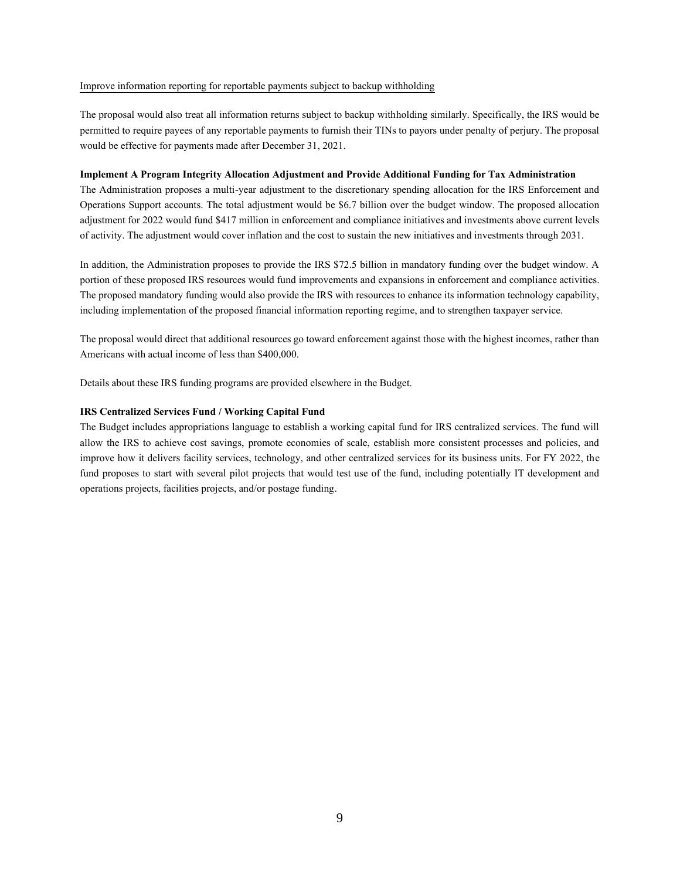Improve information reporting for reportable payments subject to backup withholding

The proposal would also treat all information returns subject to backup withholding similarly. Specifically, the IRS would be permitted to require payees of any reportable payments to furnish their TINs to payors under penalty of perjury. The proposal would be effective for payments made after December 31, 2021.

**Implement A Program Integrity Allocation Adjustment and Provide Additional Funding for Tax Administration**

The Administration proposes a multi-year adjustment to the discretionary spending allocation for the IRS Enforcement and Operations Support accounts. The total adjustment would be $6.7 billion over the budget window. The proposed allocation adjustment for 2022 would fund $417 million in enforcement and compliance initiatives and investments above current levels of activity. The adjustment would cover inflation and the cost to sustain the new initiatives and investments through 2031.

In addition, the Administration proposes to provide the IRS $72.5 billion in mandatory funding over the budget window. A portion of these proposed IRS resources would fund improvements and expansions in enforcement and compliance activities. The proposed mandatory funding would also provide the IRS with resources to enhance its information technology capability, including implementation of the proposed financial information reporting regime, and to strengthen taxpayer service.

The proposal would direct that additional resources go toward enforcement against those with the highest incomes, rather than Americans with actual income of less than $400,000.

Details about these IRS funding programs are provided elsewhere in the Budget.

**IRS Centralized Services Fund / Working Capital Fund**

The Budget includes appropriations language to establish a working capital fund for IRS centralized services. The fund will allow the IRS to achieve cost savings, promote economies of scale, establish more consistent processes and policies, and improve how it delivers facility services, technology, and other centralized services for its business units. For FY 2022, the fund proposes to start with several pilot projects that would test use of the fund, including potentially IT development and operations projects, facilities projects, and/or postage funding.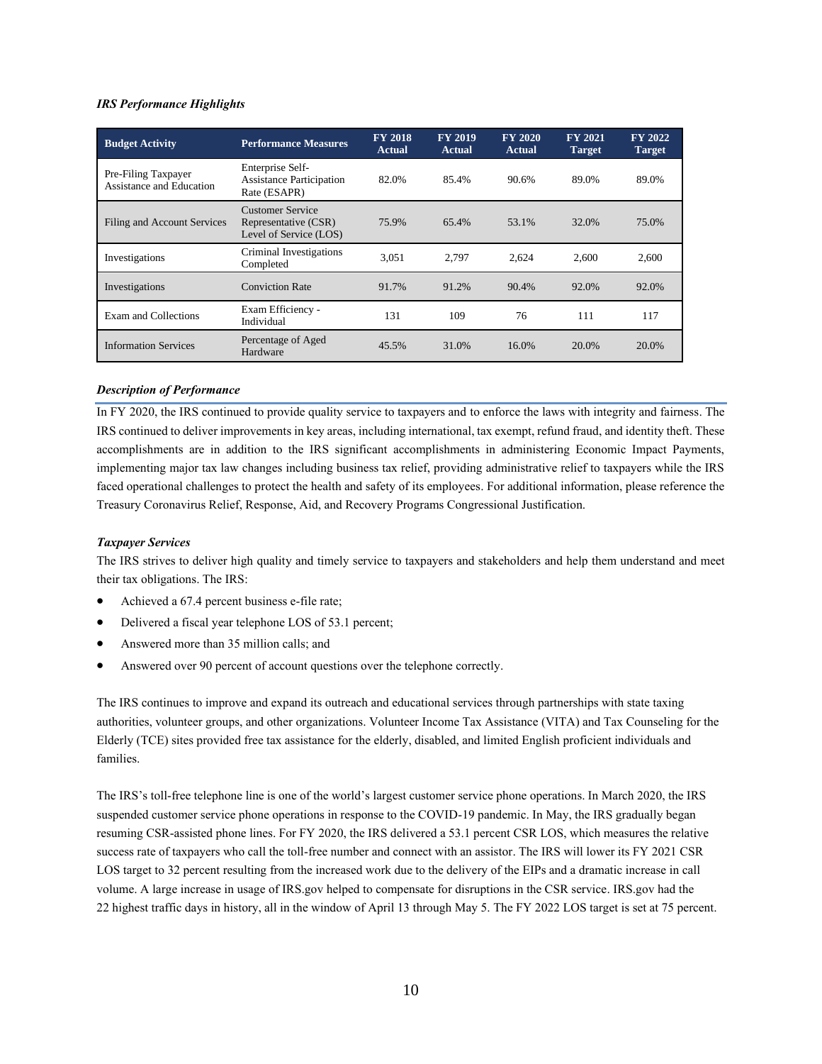***IRS Performance Highlights***

| Budget Activity | Performance Measures | FY 2018 Actual | FY 2019 Actual | FY 2020 Actual | FY 2021 Target | FY 2022 Target |
|---|---|---|---|---|---|---|
| Pre-Filing Taxpayer Assistance and Education | Enterprise Self-Assistance Participation Rate (ESAPR) | 82.0% | 85.4% | 90.6% | 89.0% | 89.0% |
| Filing and Account Services | Customer Service Representative (CSR) Level of Service (LOS) | 75.9% | 65.4% | 53.1% | 32.0% | 75.0% |
| Investigations | Criminal Investigations Completed | 3,051 | 2,797 | 2,624 | 2,600 | 2,600 |
| Investigations | Conviction Rate | 91.7% | 91.2% | 90.4% | 92.0% | 92.0% |
| Exam and Collections | Exam Efficiency - Individual | 131 | 109 | 76 | 111 | 117 |
| Information Services | Percentage of Aged Hardware | 45.5% | 31.0% | 16.0% | 20.0% | 20.0% |

***Description of Performance***

In FY 2020, the IRS continued to provide quality service to taxpayers and to enforce the laws with integrity and fairness. The IRS continued to deliver improvements in key areas, including international, tax exempt, refund fraud, and identity theft. These accomplishments are in addition to the IRS significant accomplishments in administering Economic Impact Payments, implementing major tax law changes including business tax relief, providing administrative relief to taxpayers while the IRS faced operational challenges to protect the health and safety of its employees. For additional information, please reference the Treasury Coronavirus Relief, Response, Aid, and Recovery Programs Congressional Justification.

***Taxpayer Services***

The IRS strives to deliver high quality and timely service to taxpayers and stakeholders and help them understand and meet their tax obligations. The IRS:

- Achieved a 67.4 percent business e-file rate;
- Delivered a fiscal year telephone LOS of 53.1 percent;
- Answered more than 35 million calls; and
- Answered over 90 percent of account questions over the telephone correctly.

The IRS continues to improve and expand its outreach and educational services through partnerships with state taxing authorities, volunteer groups, and other organizations. Volunteer Income Tax Assistance (VITA) and Tax Counseling for the Elderly (TCE) sites provided free tax assistance for the elderly, disabled, and limited English proficient individuals and families.

The IRS's toll-free telephone line is one of the world's largest customer service phone operations. In March 2020, the IRS suspended customer service phone operations in response to the COVID-19 pandemic. In May, the IRS gradually began resuming CSR-assisted phone lines. For FY 2020, the IRS delivered a 53.1 percent CSR LOS, which measures the relative success rate of taxpayers who call the toll-free number and connect with an assistor. The IRS will lower its FY 2021 CSR LOS target to 32 percent resulting from the increased work due to the delivery of the EIPs and a dramatic increase in call volume. A large increase in usage of IRS.gov helped to compensate for disruptions in the CSR service. IRS.gov had the 22 highest traffic days in history, all in the window of April 13 through May 5. The FY 2022 LOS target is set at 75 percent.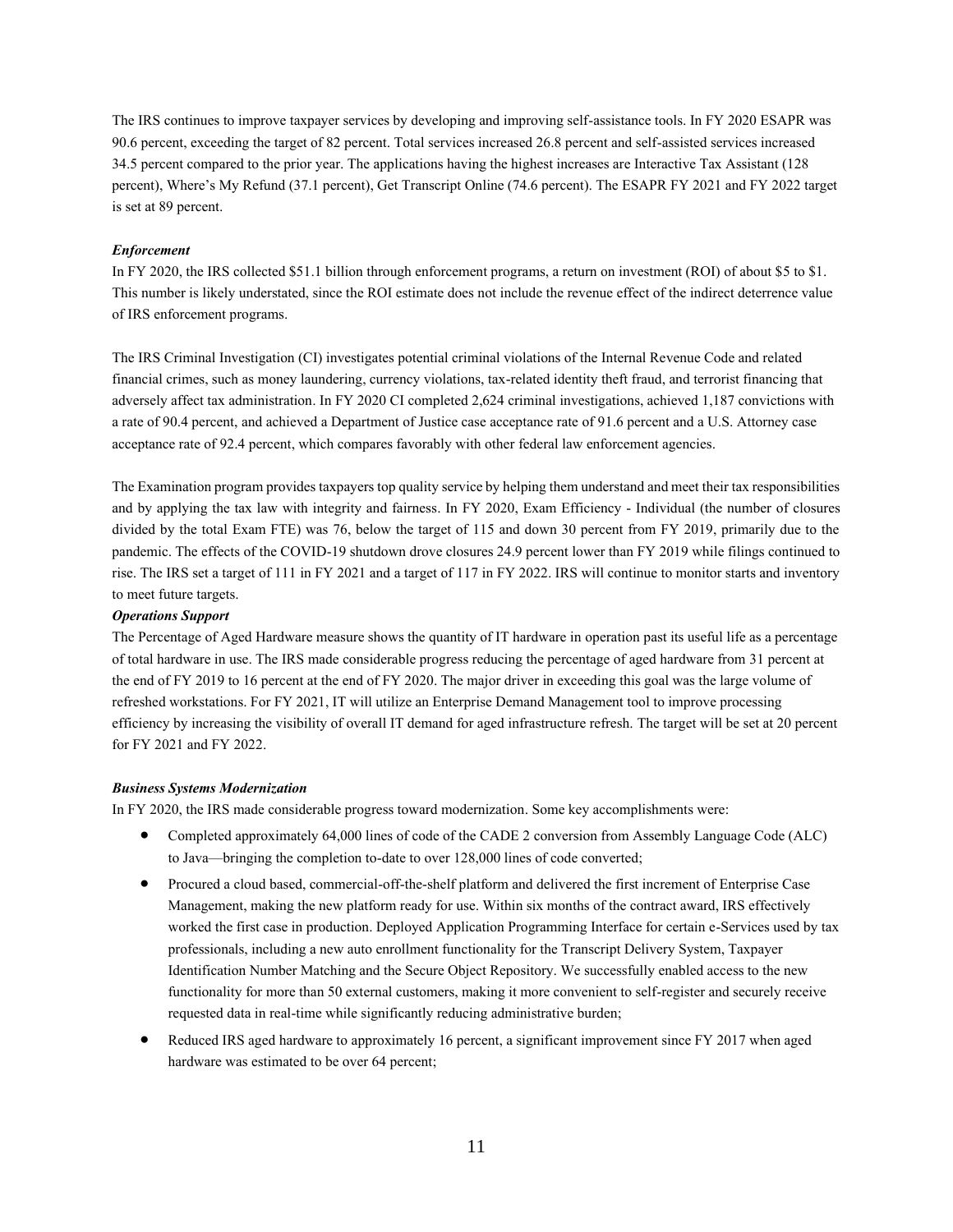The IRS continues to improve taxpayer services by developing and improving self-assistance tools. In FY 2020 ESAPR was 90.6 percent, exceeding the target of 82 percent. Total services increased 26.8 percent and self-assisted services increased 34.5 percent compared to the prior year. The applications having the highest increases are Interactive Tax Assistant (128 percent), Where's My Refund (37.1 percent), Get Transcript Online (74.6 percent). The ESAPR FY 2021 and FY 2022 target is set at 89 percent.

***Enforcement***

In FY 2020, the IRS collected $51.1 billion through enforcement programs, a return on investment (ROI) of about $5 to $1. This number is likely understated, since the ROI estimate does not include the revenue effect of the indirect deterrence value of IRS enforcement programs.

The IRS Criminal Investigation (CI) investigates potential criminal violations of the Internal Revenue Code and related financial crimes, such as money laundering, currency violations, tax-related identity theft fraud, and terrorist financing that adversely affect tax administration. In FY 2020 CI completed 2,624 criminal investigations, achieved 1,187 convictions with a rate of 90.4 percent, and achieved a Department of Justice case acceptance rate of 91.6 percent and a U.S. Attorney case acceptance rate of 92.4 percent, which compares favorably with other federal law enforcement agencies.

The Examination program provides taxpayers top quality service by helping them understand and meet their tax responsibilities and by applying the tax law with integrity and fairness. In FY 2020, Exam Efficiency - Individual (the number of closures divided by the total Exam FTE) was 76, below the target of 115 and down 30 percent from FY 2019, primarily due to the pandemic. The effects of the COVID-19 shutdown drove closures 24.9 percent lower than FY 2019 while filings continued to rise. The IRS set a target of 111 in FY 2021 and a target of 117 in FY 2022. IRS will continue to monitor starts and inventory to meet future targets.

***Operations Support***

The Percentage of Aged Hardware measure shows the quantity of IT hardware in operation past its useful life as a percentage of total hardware in use. The IRS made considerable progress reducing the percentage of aged hardware from 31 percent at the end of FY 2019 to 16 percent at the end of FY 2020. The major driver in exceeding this goal was the large volume of refreshed workstations. For FY 2021, IT will utilize an Enterprise Demand Management tool to improve processing efficiency by increasing the visibility of overall IT demand for aged infrastructure refresh. The target will be set at 20 percent for FY 2021 and FY 2022.

***Business Systems Modernization***

In FY 2020, the IRS made considerable progress toward modernization. Some key accomplishments were:

- Completed approximately 64,000 lines of code of the CADE 2 conversion from Assembly Language Code (ALC) to Java—bringing the completion to-date to over 128,000 lines of code converted;
- Procured a cloud based, commercial-off-the-shelf platform and delivered the first increment of Enterprise Case Management, making the new platform ready for use. Within six months of the contract award, IRS effectively worked the first case in production. Deployed Application Programming Interface for certain e-Services used by tax professionals, including a new auto enrollment functionality for the Transcript Delivery System, Taxpayer Identification Number Matching and the Secure Object Repository. We successfully enabled access to the new functionality for more than 50 external customers, making it more convenient to self-register and securely receive requested data in real-time while significantly reducing administrative burden;
- Reduced IRS aged hardware to approximately 16 percent, a significant improvement since FY 2017 when aged hardware was estimated to be over 64 percent;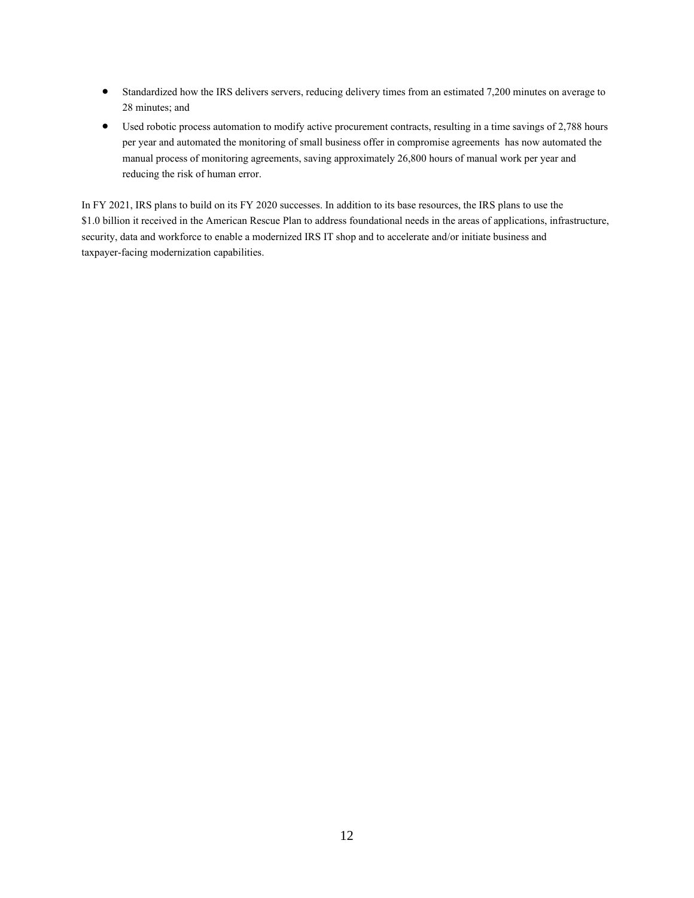- Standardized how the IRS delivers servers, reducing delivery times from an estimated 7,200 minutes on average to 28 minutes; and
- Used robotic process automation to modify active procurement contracts, resulting in a time savings of 2,788 hours per year and automated the monitoring of small business offer in compromise agreements has now automated the manual process of monitoring agreements, saving approximately 26,800 hours of manual work per year and reducing the risk of human error.

In FY 2021, IRS plans to build on its FY 2020 successes. In addition to its base resources, the IRS plans to use the $1.0 billion it received in the American Rescue Plan to address foundational needs in the areas of applications, infrastructure, security, data and workforce to enable a modernized IRS IT shop and to accelerate and/or initiate business and taxpayer-facing modernization capabilities.